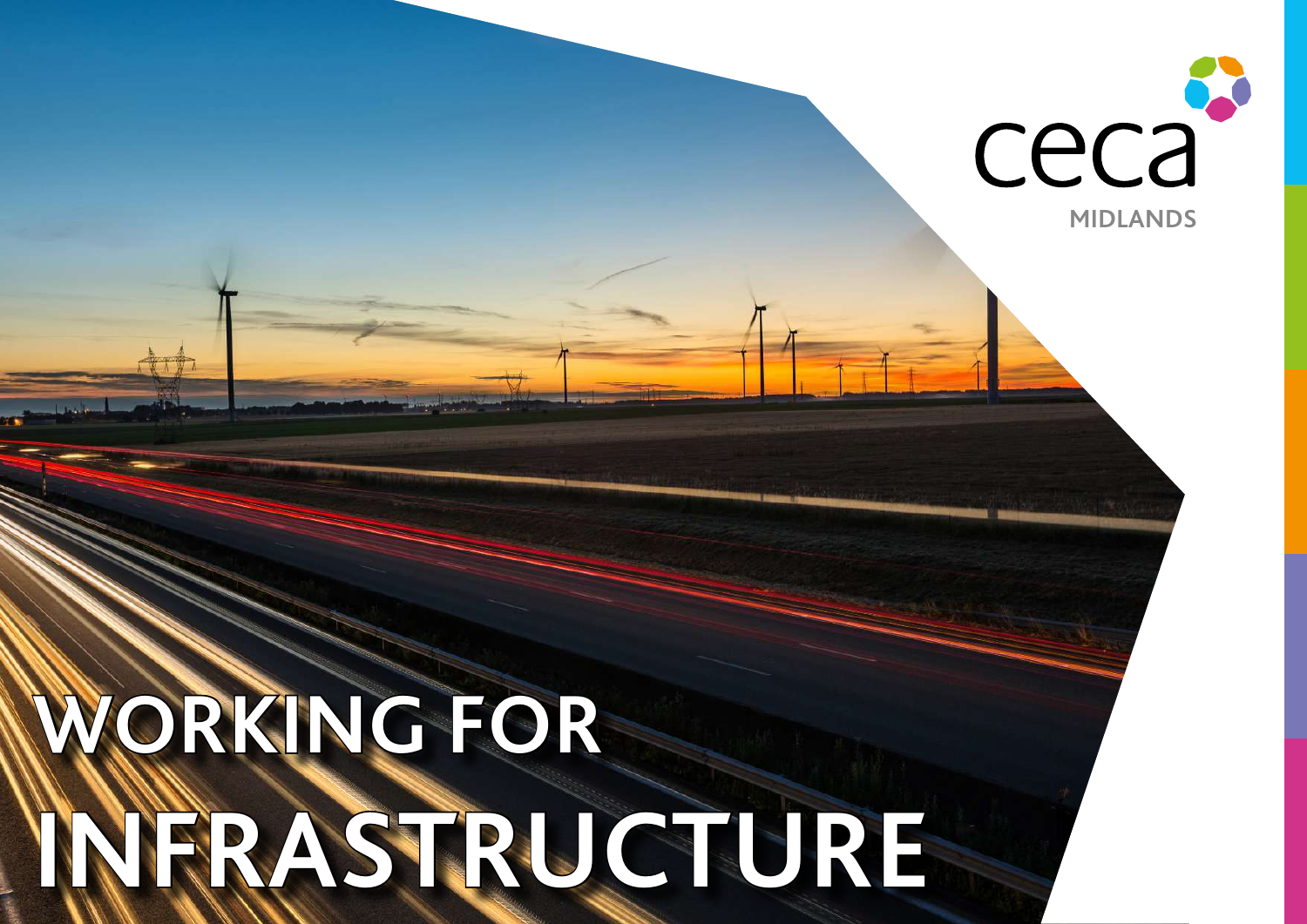ceca

MIDLANDS

# WORKING FOR INFRASTRUCTURE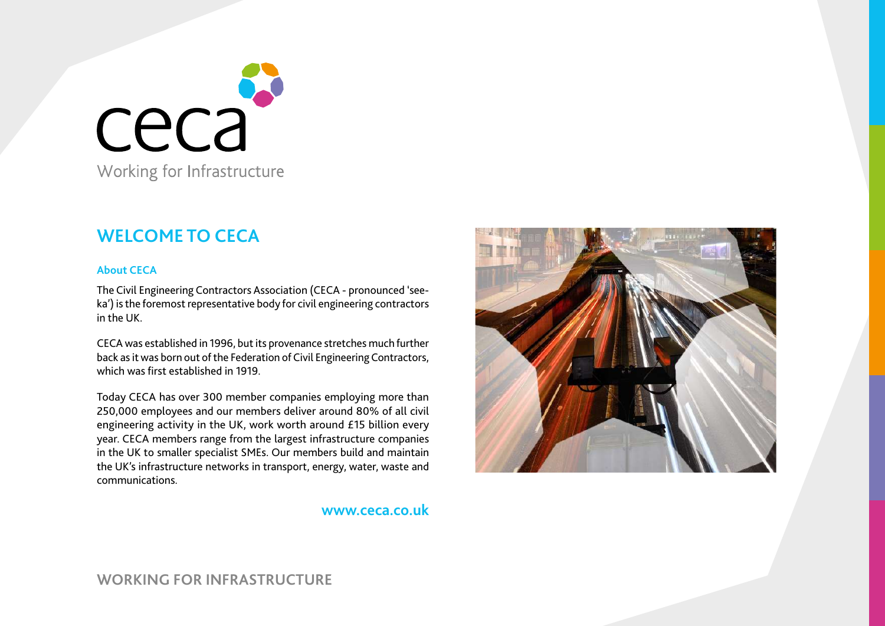ceca

Working for Infrastructure

## WELCOME TO CECA

### About CECA

The Civil Engineering Contractors Association (CECA - pronounced 'see-ka') is the foremost representative body for civil engineering contractors in the UK.

CECA was established in 1996, but its provenance stretches much further back as it was born out of the Federation of Civil Engineering Contractors, which was first established in 1919.

Today CECA has over 300 member companies employing more than 250,000 employees and our members deliver around 80% of all civil engineering activity in the UK, work worth around £15 billion every year. CECA members range from the largest infrastructure companies in the UK to smaller specialist SMEs. Our members build and maintain the UK's infrastructure networks in transport, energy, water, waste and communications.

**www.ceca.co.uk**

WORKING FOR INFRASTRUCTURE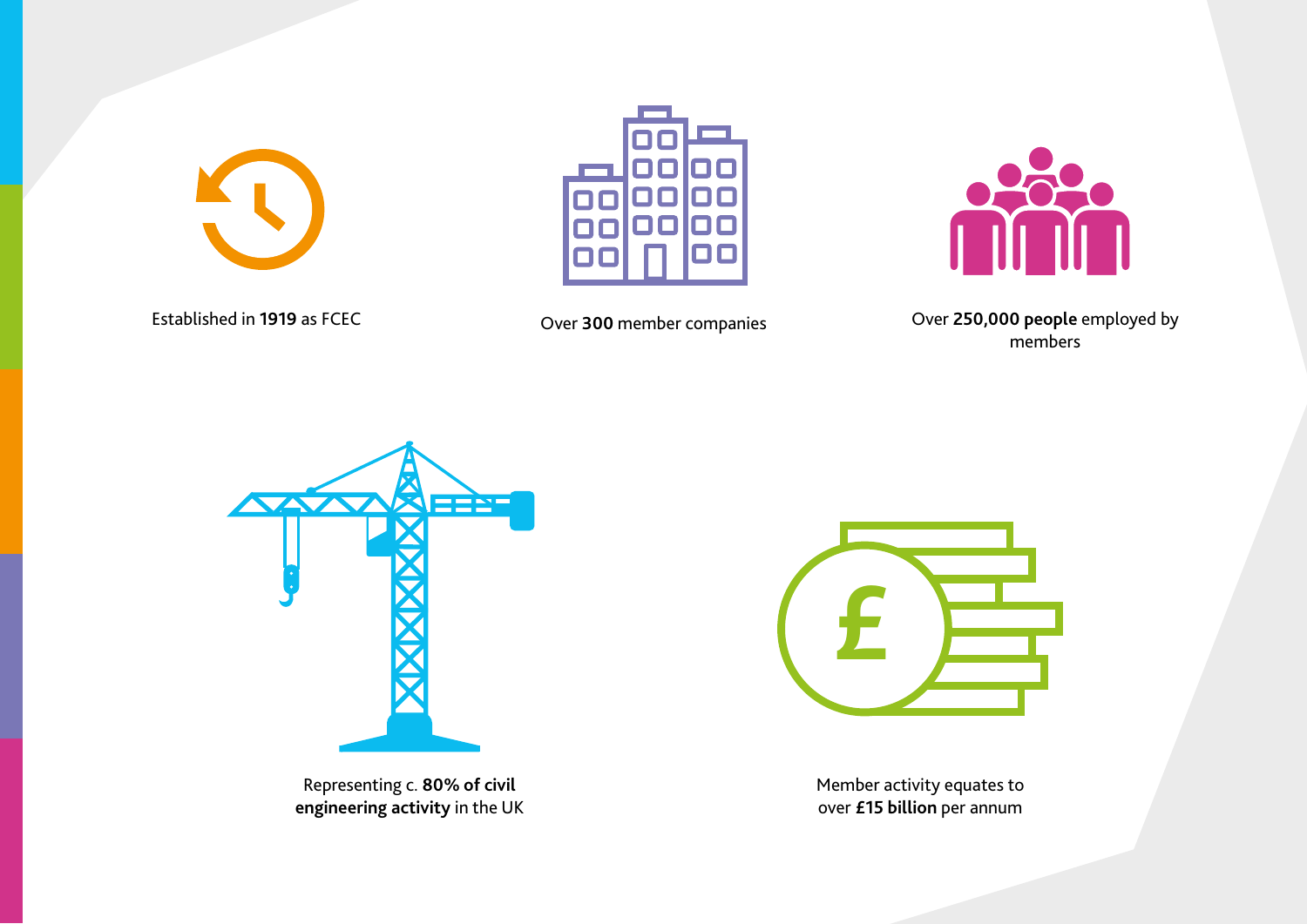Established in **1919** as FCEC

Over **300** member companies

Over **250,000 people** employed by members

Representing c. **80% of civil engineering activity** in the UK

Member activity equates to over **£15 billion** per annum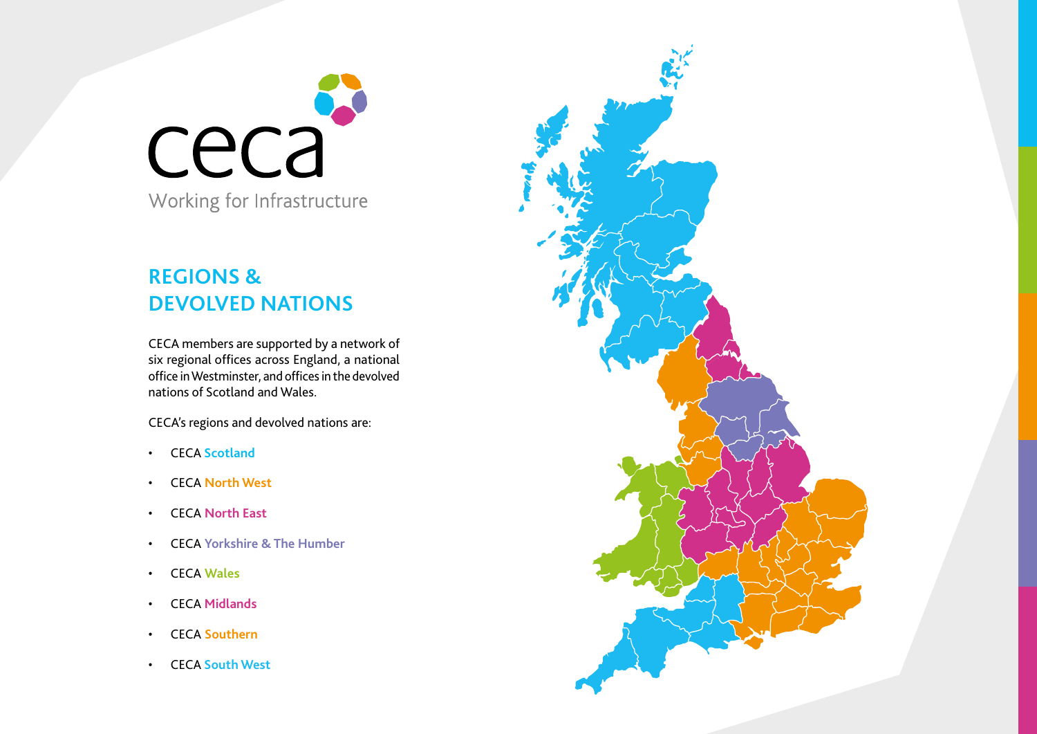ceca

Working for Infrastructure

## REGIONS & DEVOLVED NATIONS

CECA members are supported by a network of six regional offices across England, a national office in Westminster, and offices in the devolved nations of Scotland and Wales.

CECA's regions and devolved nations are:

- CECA **Scotland**
- CECA **North West**
- CECA **North East**
- CECA **Yorkshire & The Humber**
- CECA **Wales**
- CECA **Midlands**
- CECA **Southern**
- CECA **South West**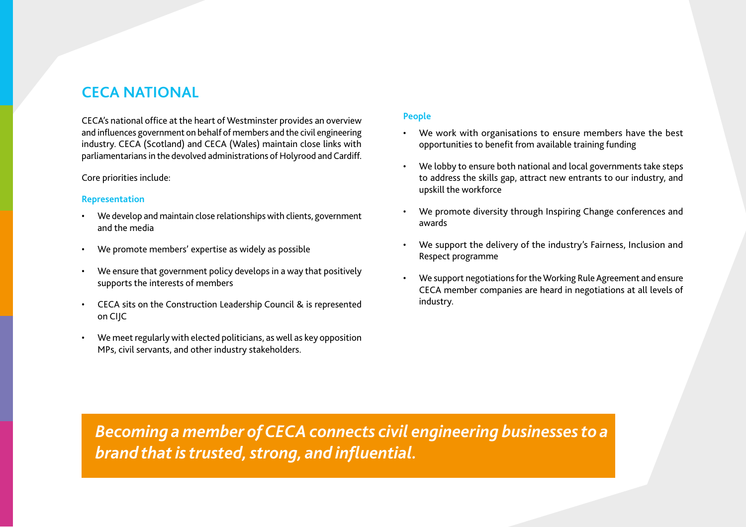## CECA NATIONAL

CECA's national office at the heart of Westminster provides an overview and influences government on behalf of members and the civil engineering industry. CECA (Scotland) and CECA (Wales) maintain close links with parliamentarians in the devolved administrations of Holyrood and Cardiff.

Core priorities include:

### Representation

- We develop and maintain close relationships with clients, government and the media
- We promote members' expertise as widely as possible
- We ensure that government policy develops in a way that positively supports the interests of members
- CECA sits on the Construction Leadership Council & is represented on CIJC
- We meet regularly with elected politicians, as well as key opposition MPs, civil servants, and other industry stakeholders.

### People

- We work with organisations to ensure members have the best opportunities to benefit from available training funding
- We lobby to ensure both national and local governments take steps to address the skills gap, attract new entrants to our industry, and upskill the workforce
- We promote diversity through Inspiring Change conferences and awards
- We support the delivery of the industry's Fairness, Inclusion and Respect programme
- We support negotiations for the Working Rule Agreement and ensure CECA member companies are heard in negotiations at all levels of industry.

***Becoming a member of CECA connects civil engineering businesses to a brand that is trusted, strong, and influential.***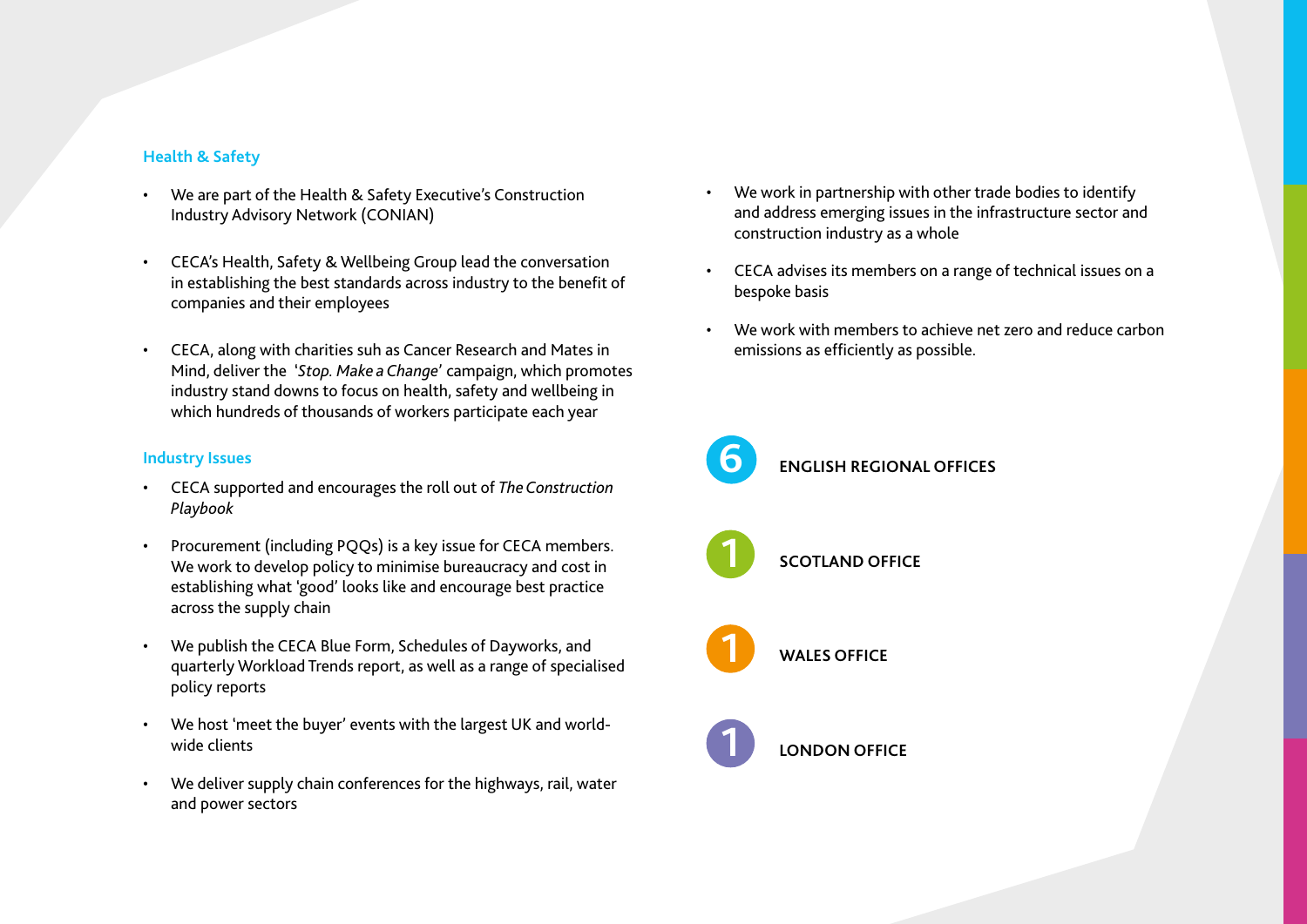### Health & Safety

- We are part of the Health & Safety Executive's Construction Industry Advisory Network (CONIAN)
- CECA's Health, Safety & Wellbeing Group lead the conversation in establishing the best standards across industry to the benefit of companies and their employees
- CECA, along with charities suh as Cancer Research and Mates in Mind, deliver the '*Stop. Make a Change*' campaign, which promotes industry stand downs to focus on health, safety and wellbeing in which hundreds of thousands of workers participate each year

### Industry Issues

- CECA supported and encourages the roll out of *The Construction Playbook*
- Procurement (including PQQs) is a key issue for CECA members. We work to develop policy to minimise bureaucracy and cost in establishing what 'good' looks like and encourage best practice across the supply chain
- We publish the CECA Blue Form, Schedules of Dayworks, and quarterly Workload Trends report, as well as a range of specialised policy reports
- We host 'meet the buyer' events with the largest UK and world-wide clients
- We deliver supply chain conferences for the highways, rail, water and power sectors
- We work in partnership with other trade bodies to identify and address emerging issues in the infrastructure sector and construction industry as a whole
- CECA advises its members on a range of technical issues on a bespoke basis
- We work with members to achieve net zero and reduce carbon emissions as efficiently as possible.

**6** ENGLISH REGIONAL OFFICES

**1** SCOTLAND OFFICE

**1** WALES OFFICE

**1** LONDON OFFICE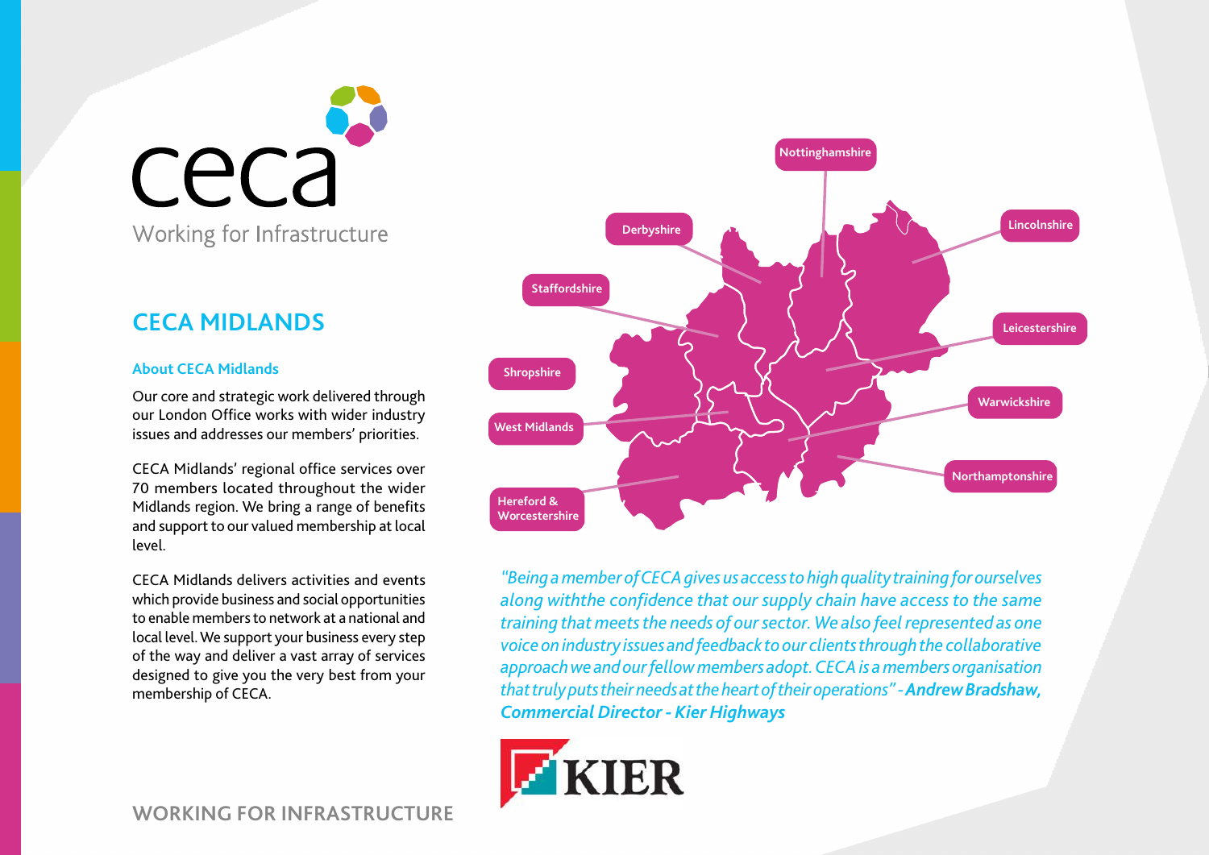ceca

Working for Infrastructure

## CECA MIDLANDS

### About CECA Midlands

Our core and strategic work delivered through our London Office works with wider industry issues and addresses our members' priorities.

CECA Midlands' regional office services over 70 members located throughout the wider Midlands region. We bring a range of benefits and support to our valued membership at local level.

CECA Midlands delivers activities and events which provide business and social opportunities to enable members to network at a national and local level. We support your business every step of the way and deliver a vast array of services designed to give you the very best from your membership of CECA.

Nottinghamshire

Derbyshire

Lincolnshire

Staffordshire

Leicestershire

Shropshire

Warwickshire

West Midlands

Northamptonshire

Hereford & Worcestershire

*"Being a member of CECA gives us access to high quality training for ourselves along withthe confidence that our supply chain have access to the same training that meets the needs of our sector. We also feel represented as one voice on industry issues and feedback to our clients through the collaborative approach we and our fellow members adopt. CECA is a members organisation that truly puts their needs at the heart of their operations" -* ***Andrew Bradshaw, Commercial Director - Kier Highways***

KIER

WORKING FOR INFRASTRUCTURE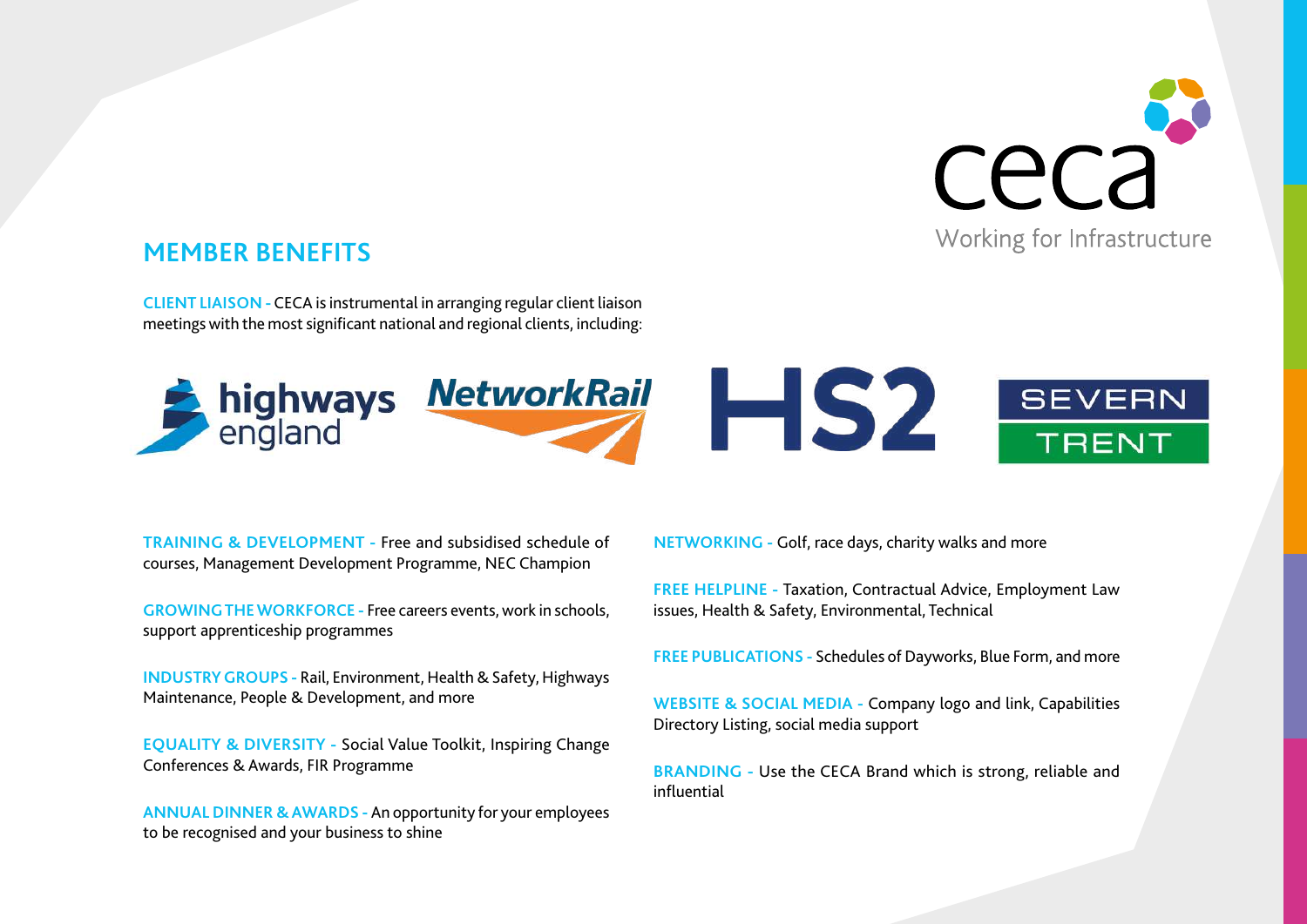ceca

Working for Infrastructure

## MEMBER BENEFITS

**CLIENT LIAISON -** CECA is instrumental in arranging regular client liaison meetings with the most significant national and regional clients, including:

highways england · NetworkRail · HS2 · SEVERN TRENT

**TRAINING & DEVELOPMENT -** Free and subsidised schedule of courses, Management Development Programme, NEC Champion

**GROWING THE WORKFORCE -** Free careers events, work in schools, support apprenticeship programmes

**INDUSTRY GROUPS -** Rail, Environment, Health & Safety, Highways Maintenance, People & Development, and more

**EQUALITY & DIVERSITY -** Social Value Toolkit, Inspiring Change Conferences & Awards, FIR Programme

**ANNUAL DINNER & AWARDS -** An opportunity for your employees to be recognised and your business to shine

**NETWORKING -** Golf, race days, charity walks and more

**FREE HELPLINE -** Taxation, Contractual Advice, Employment Law issues, Health & Safety, Environmental, Technical

**FREE PUBLICATIONS -** Schedules of Dayworks, Blue Form, and more

**WEBSITE & SOCIAL MEDIA -** Company logo and link, Capabilities Directory Listing, social media support

**BRANDING -** Use the CECA Brand which is strong, reliable and influential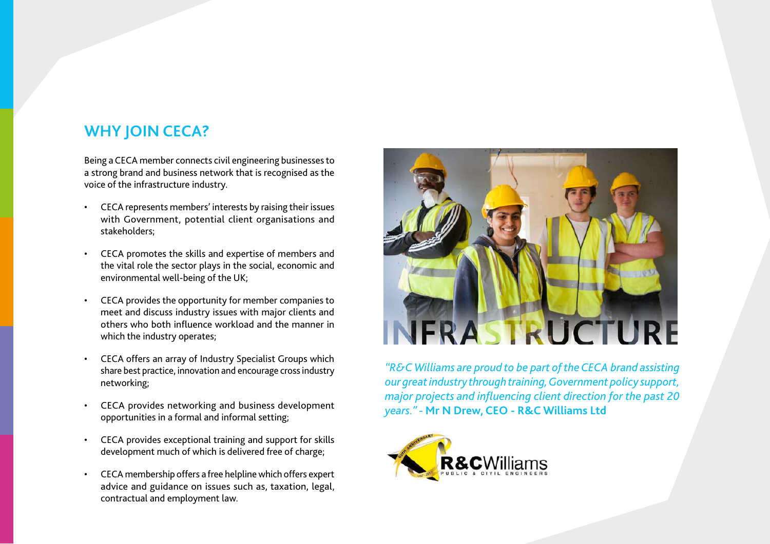## WHY JOIN CECA?

Being a CECA member connects civil engineering businesses to a strong brand and business network that is recognised as the voice of the infrastructure industry.

- CECA represents members' interests by raising their issues with Government, potential client organisations and stakeholders;
- CECA promotes the skills and expertise of members and the vital role the sector plays in the social, economic and environmental well-being of the UK;
- CECA provides the opportunity for member companies to meet and discuss industry issues with major clients and others who both influence workload and the manner in which the industry operates;
- CECA offers an array of Industry Specialist Groups which share best practice, innovation and encourage cross industry networking;
- CECA provides networking and business development opportunities in a formal and informal setting;
- CECA provides exceptional training and support for skills development much of which is delivered free of charge;
- CECA membership offers a free helpline which offers expert advice and guidance on issues such as, taxation, legal, contractual and employment law.

INFRASTRUCTURE

*"R&C Williams are proud to be part of the CECA brand assisting our great industry through training, Government policy support, major projects and influencing client direction for the past 20 years."* - **Mr N Drew, CEO - R&C Williams Ltd**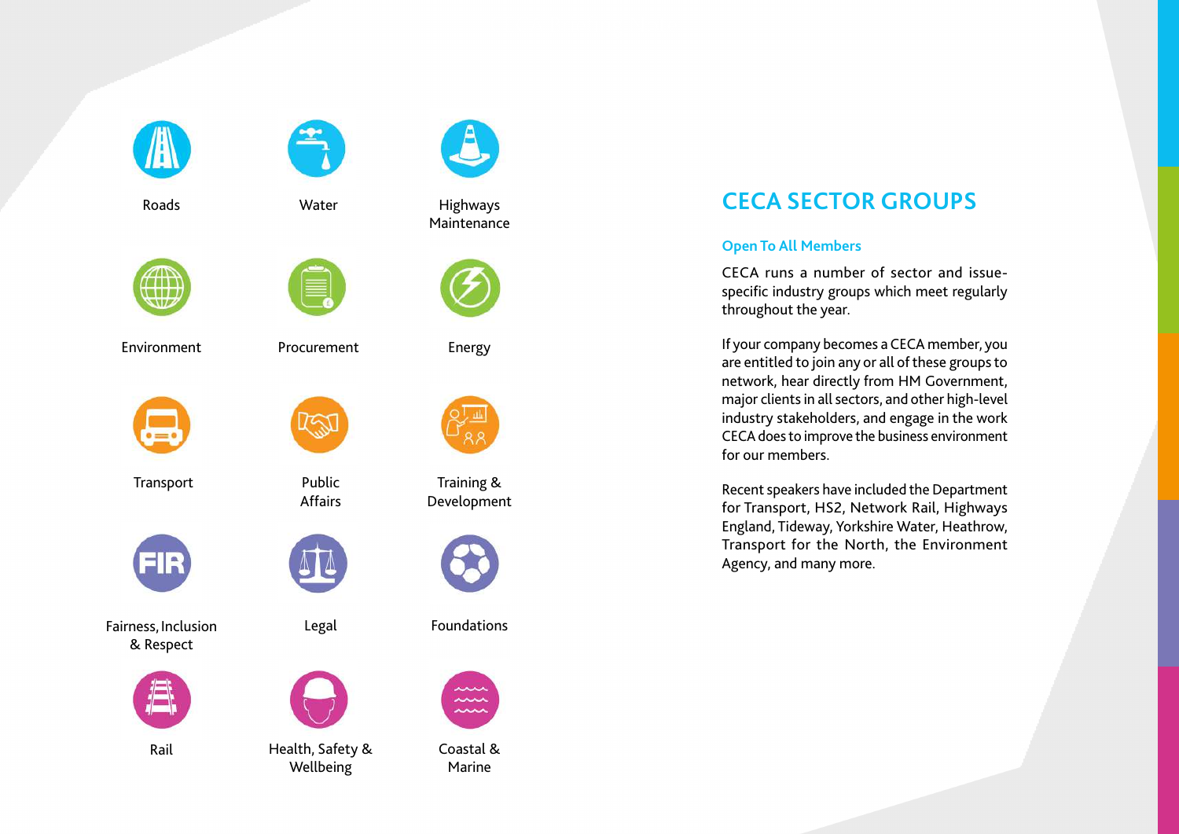## CECA SECTOR GROUPS

### Open To All Members

CECA runs a number of sector and issue-specific industry groups which meet regularly throughout the year.

If your company becomes a CECA member, you are entitled to join any or all of these groups to network, hear directly from HM Government, major clients in all sectors, and other high-level industry stakeholders, and engage in the work CECA does to improve the business environment for our members.

Recent speakers have included the Department for Transport, HS2, Network Rail, Highways England, Tideway, Yorkshire Water, Heathrow, Transport for the North, the Environment Agency, and many more.

- Roads
- Water
- Highways Maintenance
- Environment
- Procurement
- Energy
- Transport
- Public Affairs
- Training & Development
- Fairness, Inclusion & Respect
- Legal
- Foundations
- Rail
- Health, Safety & Wellbeing
- Coastal & Marine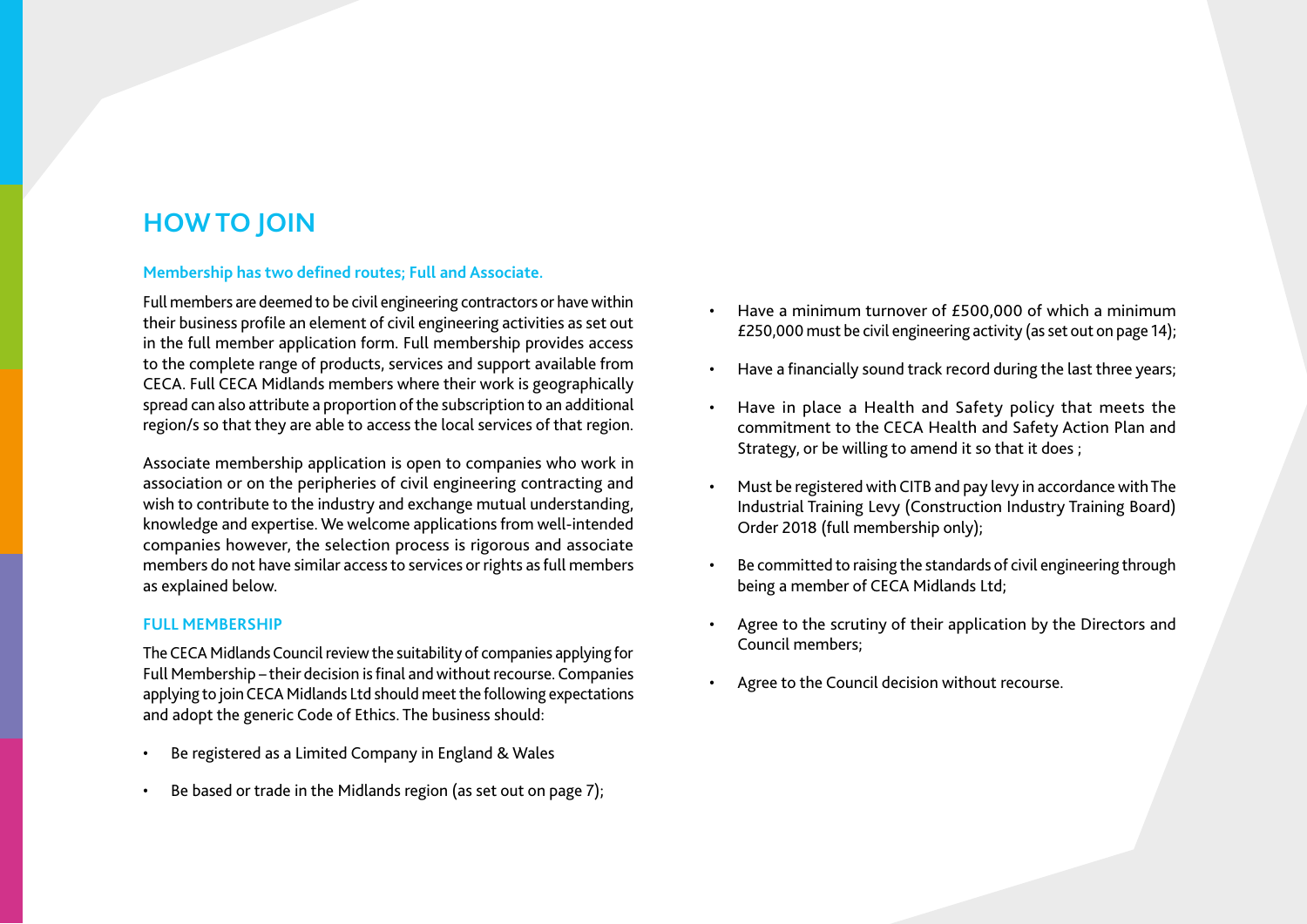## HOW TO JOIN

**Membership has two defined routes; Full and Associate.**

Full members are deemed to be civil engineering contractors or have within their business profile an element of civil engineering activities as set out in the full member application form. Full membership provides access to the complete range of products, services and support available from CECA. Full CECA Midlands members where their work is geographically spread can also attribute a proportion of the subscription to an additional region/s so that they are able to access the local services of that region.

Associate membership application is open to companies who work in association or on the peripheries of civil engineering contracting and wish to contribute to the industry and exchange mutual understanding, knowledge and expertise. We welcome applications from well-intended companies however, the selection process is rigorous and associate members do not have similar access to services or rights as full members as explained below.

### FULL MEMBERSHIP

The CECA Midlands Council review the suitability of companies applying for Full Membership – their decision is final and without recourse. Companies applying to join CECA Midlands Ltd should meet the following expectations and adopt the generic Code of Ethics. The business should:

- Be registered as a Limited Company in England & Wales
- Be based or trade in the Midlands region (as set out on page 7);
- Have a minimum turnover of £500,000 of which a minimum £250,000 must be civil engineering activity (as set out on page 14);
- Have a financially sound track record during the last three years;
- Have in place a Health and Safety policy that meets the commitment to the CECA Health and Safety Action Plan and Strategy, or be willing to amend it so that it does ;
- Must be registered with CITB and pay levy in accordance with The Industrial Training Levy (Construction Industry Training Board) Order 2018 (full membership only);
- Be committed to raising the standards of civil engineering through being a member of CECA Midlands Ltd;
- Agree to the scrutiny of their application by the Directors and Council members;
- Agree to the Council decision without recourse.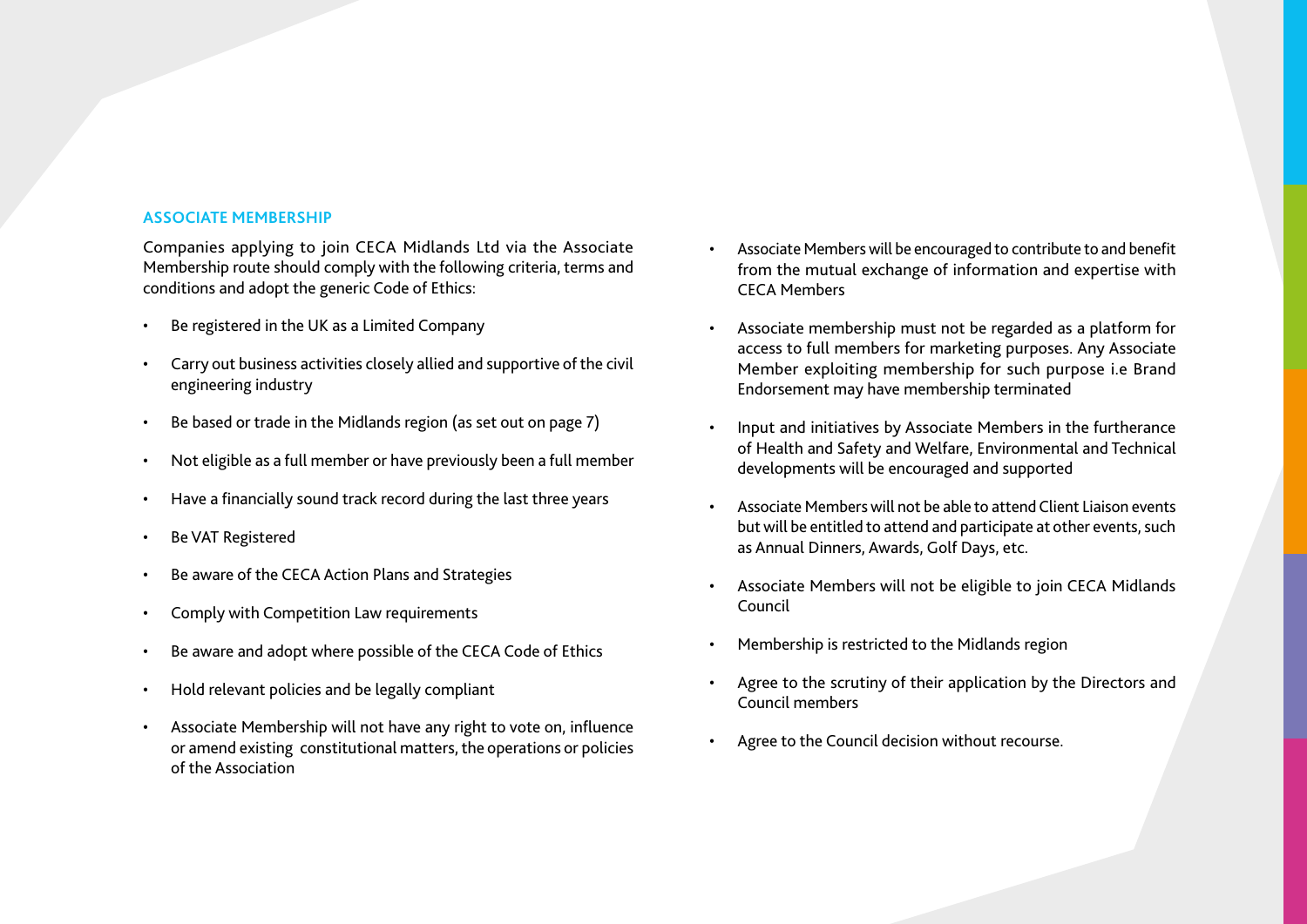## ASSOCIATE MEMBERSHIP

Companies applying to join CECA Midlands Ltd via the Associate Membership route should comply with the following criteria, terms and conditions and adopt the generic Code of Ethics:

- Be registered in the UK as a Limited Company
- Carry out business activities closely allied and supportive of the civil engineering industry
- Be based or trade in the Midlands region (as set out on page 7)
- Not eligible as a full member or have previously been a full member
- Have a financially sound track record during the last three years
- Be VAT Registered
- Be aware of the CECA Action Plans and Strategies
- Comply with Competition Law requirements
- Be aware and adopt where possible of the CECA Code of Ethics
- Hold relevant policies and be legally compliant
- Associate Membership will not have any right to vote on, influence or amend existing constitutional matters, the operations or policies of the Association
- Associate Members will be encouraged to contribute to and benefit from the mutual exchange of information and expertise with CECA Members
- Associate membership must not be regarded as a platform for access to full members for marketing purposes. Any Associate Member exploiting membership for such purpose i.e Brand Endorsement may have membership terminated
- Input and initiatives by Associate Members in the furtherance of Health and Safety and Welfare, Environmental and Technical developments will be encouraged and supported
- Associate Members will not be able to attend Client Liaison events but will be entitled to attend and participate at other events, such as Annual Dinners, Awards, Golf Days, etc.
- Associate Members will not be eligible to join CECA Midlands Council
- Membership is restricted to the Midlands region
- Agree to the scrutiny of their application by the Directors and Council members
- Agree to the Council decision without recourse.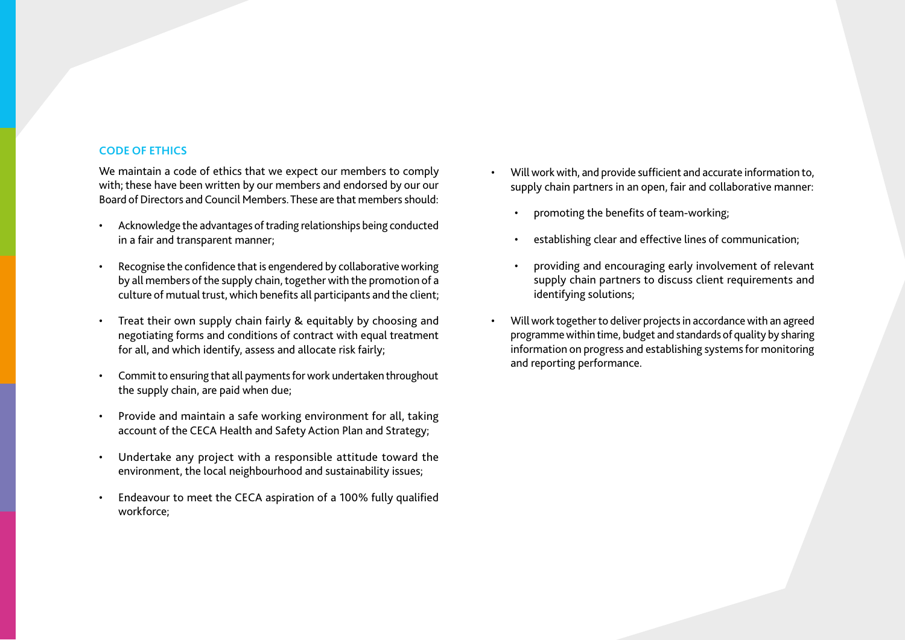## CODE OF ETHICS

We maintain a code of ethics that we expect our members to comply with; these have been written by our members and endorsed by our our Board of Directors and Council Members. These are that members should:

- Acknowledge the advantages of trading relationships being conducted in a fair and transparent manner;
- Recognise the confidence that is engendered by collaborative working by all members of the supply chain, together with the promotion of a culture of mutual trust, which benefits all participants and the client;
- Treat their own supply chain fairly & equitably by choosing and negotiating forms and conditions of contract with equal treatment for all, and which identify, assess and allocate risk fairly;
- Commit to ensuring that all payments for work undertaken throughout the supply chain, are paid when due;
- Provide and maintain a safe working environment for all, taking account of the CECA Health and Safety Action Plan and Strategy;
- Undertake any project with a responsible attitude toward the environment, the local neighbourhood and sustainability issues;
- Endeavour to meet the CECA aspiration of a 100% fully qualified workforce;
- Will work with, and provide sufficient and accurate information to, supply chain partners in an open, fair and collaborative manner:
  - promoting the benefits of team-working;
  - establishing clear and effective lines of communication;
  - providing and encouraging early involvement of relevant supply chain partners to discuss client requirements and identifying solutions;
- Will work together to deliver projects in accordance with an agreed programme within time, budget and standards of quality by sharing information on progress and establishing systems for monitoring and reporting performance.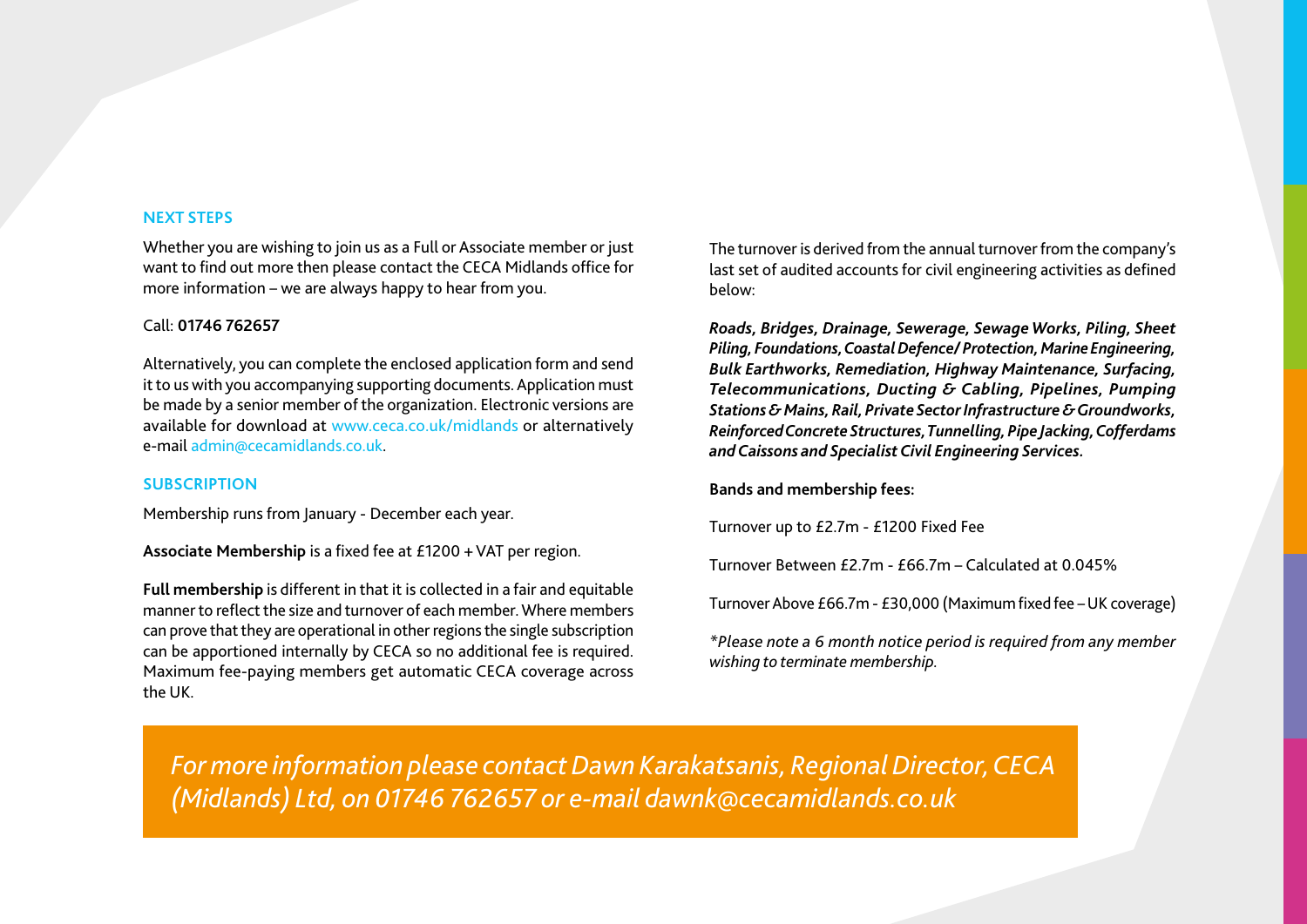## NEXT STEPS

Whether you are wishing to join us as a Full or Associate member or just want to find out more then please contact the CECA Midlands office for more information – we are always happy to hear from you.

Call: **01746 762657**

Alternatively, you can complete the enclosed application form and send it to us with you accompanying supporting documents. Application must be made by a senior member of the organization. Electronic versions are available for download at www.ceca.co.uk/midlands or alternatively e-mail admin@cecamidlands.co.uk.

## SUBSCRIPTION

Membership runs from January - December each year.

**Associate Membership** is a fixed fee at £1200 + VAT per region.

**Full membership** is different in that it is collected in a fair and equitable manner to reflect the size and turnover of each member. Where members can prove that they are operational in other regions the single subscription can be apportioned internally by CECA so no additional fee is required. Maximum fee-paying members get automatic CECA coverage across the UK.

The turnover is derived from the annual turnover from the company's last set of audited accounts for civil engineering activities as defined below:

***Roads, Bridges, Drainage, Sewerage, Sewage Works, Piling, Sheet Piling, Foundations, Coastal Defence/ Protection, Marine Engineering, Bulk Earthworks, Remediation, Highway Maintenance, Surfacing, Telecommunications, Ducting & Cabling, Pipelines, Pumping Stations & Mains, Rail, Private Sector Infrastructure & Groundworks, Reinforced Concrete Structures, Tunnelling, Pipe Jacking, Cofferdams and Caissons and Specialist Civil Engineering Services.***

**Bands and membership fees:**

Turnover up to £2.7m - £1200 Fixed Fee

Turnover Between £2.7m - £66.7m – Calculated at 0.045%

Turnover Above £66.7m - £30,000 (Maximum fixed fee – UK coverage)

*\*Please note a 6 month notice period is required from any member wishing to terminate membership.*

*For more information please contact Dawn Karakatsanis, Regional Director, CECA (Midlands) Ltd, on 01746 762657 or e-mail dawnk@cecamidlands.co.uk*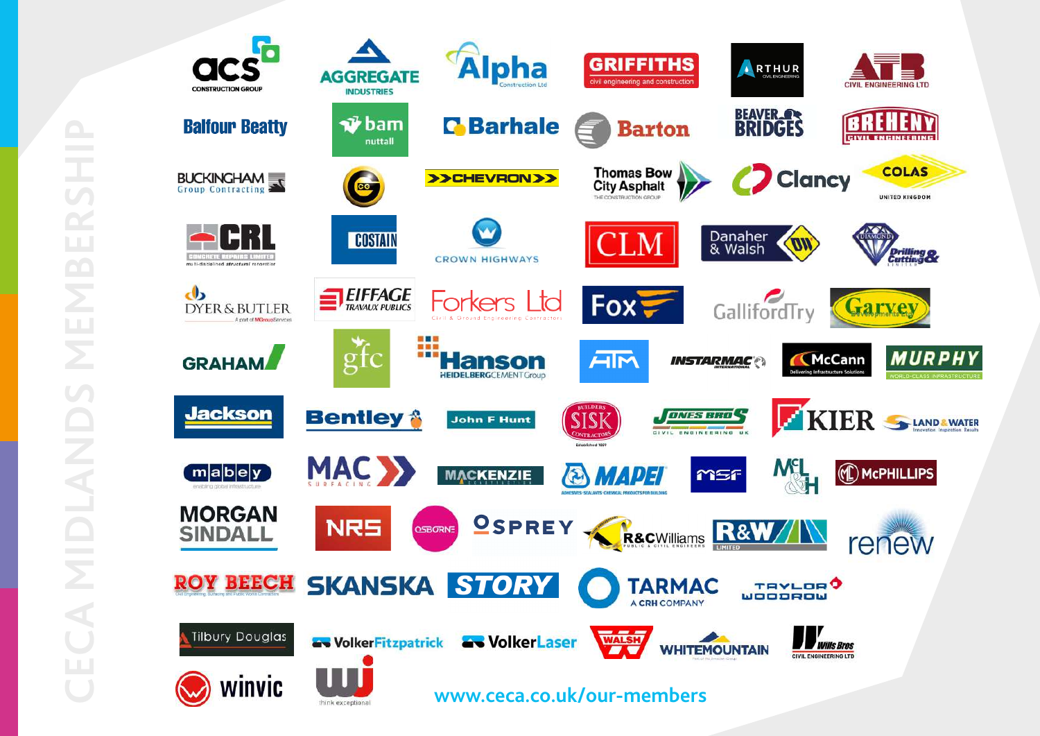# CECA MIDLANDS MEMBERSHIP

- ACS Construction Group
- Aggregate Industries
- Alpha Construction Ltd
- Griffiths civil engineering and construction
- Arthur Civil Engineering
- ATB Civil Engineering Ltd
- Balfour Beatty
- bam nuttall
- Barhale
- Barton
- Beaver Bridges
- Breheny Civil Engineering
- Buckingham Group Contracting
- CC
- Chevron
- Thomas Bow City Asphalt – The Construction Group
- Clancy
- Colas United Kingdom
- CRL Concrete Repairs Limited – multi-disciplined structural renovation
- Costain
- Crown Highways
- CLM
- Danaher & Walsh
- Diamond Drilling & Cutting Limited
- Dyer & Butler – A part of MGroupServices
- Eiffage Travaux Publics
- Forkers Ltd – Civil & Ground Engineering Contractors
- Fox
- Galliford Try
- Garvey Developments Ltd
- Graham
- gfc
- Hanson – HeidelbergCement Group
- HTM
- Instarmac International
- McCann – Delivering Infrastructure Solutions
- Murphy – World-Class Infrastructure
- Jackson
- Bentley
- John F Hunt
- Sisk – Builders Contractors – Established 1859
- Jones Bros Civil Engineering UK
- Kier
- Land & Water – Innovation Inspiration Results
- mabey – enabling global infrastructure
- MAC Surfacing
- Mackenzie Construction
- Mapei – Adhesives·Sealants·Chemical Products for Building
- MSF
- McL&H
- McPhillips
- Morgan Sindall
- NRS
- Osborne
- Osprey
- R&C Williams – Public & Civil Engineers
- R&W Limited
- renew
- Roy Beech – Civil Engineering, Surfacing and Public Works Contractors
- Skanska
- Story
- Tarmac – A CRH Company
- Taylor Woodrow
- Tilbury Douglas
- VolkerFitzpatrick
- VolkerLaser
- Walsh
- Whitemountain
- Wills Bros Civil Engineering Ltd
- winvic
- WJ – think exceptional

www.ceca.co.uk/our-members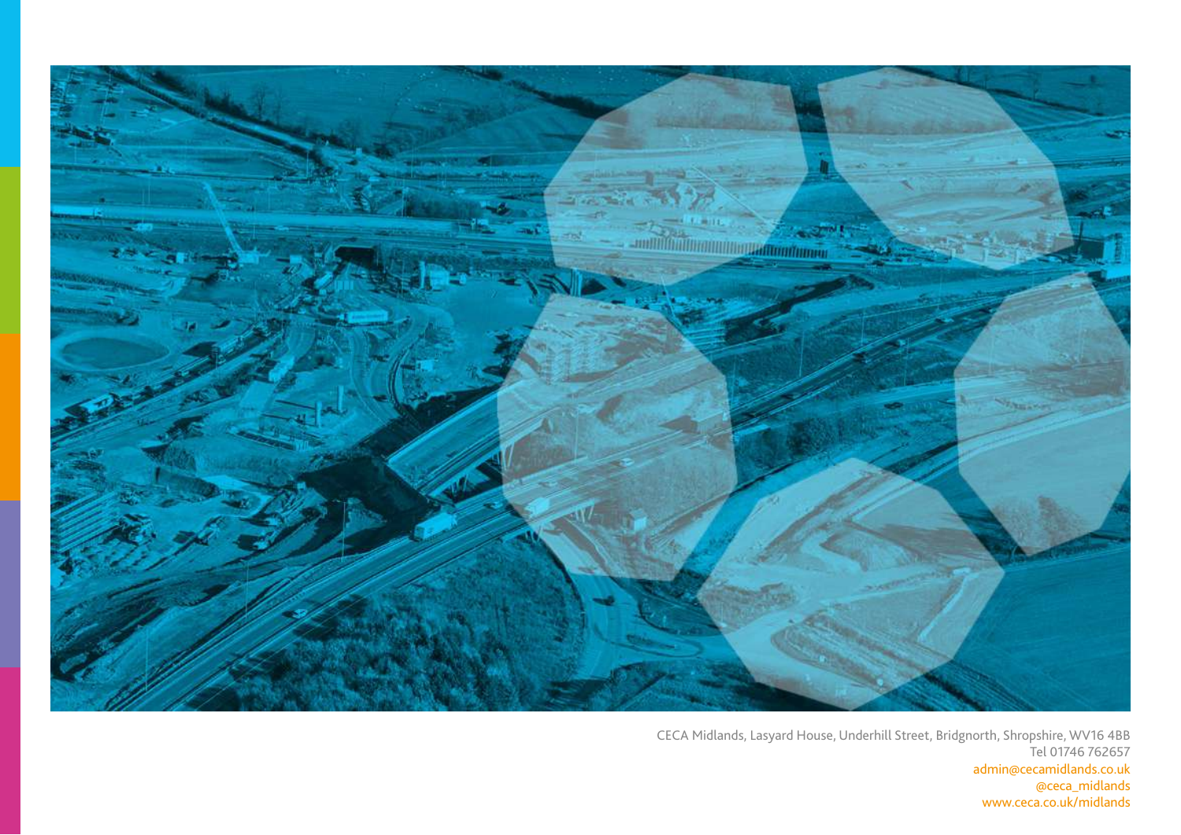CECA Midlands, Lasyard House, Underhill Street, Bridgnorth, Shropshire, WV16 4BB
Tel 01746 762657
admin@cecamidlands.co.uk
@ceca_midlands
www.ceca.co.uk/midlands